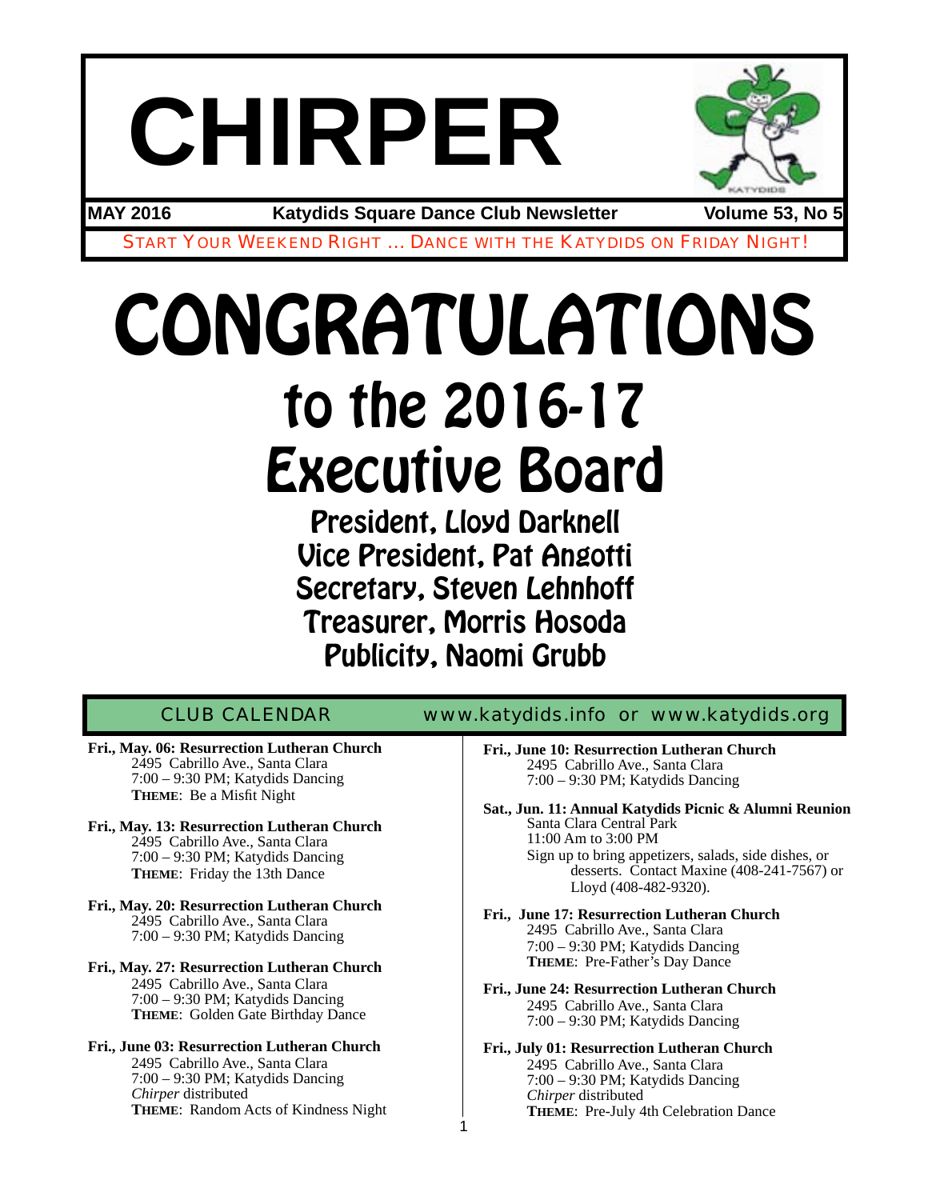# CHIRPER

**MAY 2016** **Katydids Square Dance Club Newsletter** **Volume 53, No 5**

START YOUR WEEKEND RIGHT … DANCE WITH THE KATYDIDS ON FRIDAY NIGHT!

# CONGRATULATIONS
## to the 2016-17
## Executive Board

**President, Lloyd Darknell**
**Vice President, Pat Angotti**
**Secretary, Steven Lehnhoff**
**Treasurer, Morris Hosoda**
**Publicity, Naomi Grubb**

## CLUB CALENDAR www.katydids.info or www.katydids.org

**Fri., May. 06: Resurrection Lutheran Church**
2495 Cabrillo Ave., Santa Clara
7:00 – 9:30 PM; Katydids Dancing
**THEME**: Be a Misfit Night

**Fri., May. 13: Resurrection Lutheran Church**
2495 Cabrillo Ave., Santa Clara
7:00 – 9:30 PM; Katydids Dancing
**THEME**: Friday the 13th Dance

**Fri., May. 20: Resurrection Lutheran Church**
2495 Cabrillo Ave., Santa Clara
7:00 – 9:30 PM; Katydids Dancing

**Fri., May. 27: Resurrection Lutheran Church**
2495 Cabrillo Ave., Santa Clara
7:00 – 9:30 PM; Katydids Dancing
**THEME**: Golden Gate Birthday Dance

**Fri., June 03: Resurrection Lutheran Church**
2495 Cabrillo Ave., Santa Clara
7:00 – 9:30 PM; Katydids Dancing
*Chirper* distributed
**THEME**: Random Acts of Kindness Night

**Fri., June 10: Resurrection Lutheran Church**
2495 Cabrillo Ave., Santa Clara
7:00 – 9:30 PM; Katydids Dancing

**Sat., Jun. 11: Annual Katydids Picnic & Alumni Reunion**
Santa Clara Central Park
11:00 Am to 3:00 PM
Sign up to bring appetizers, salads, side dishes, or desserts. Contact Maxine (408-241-7567) or Lloyd (408-482-9320).

**Fri., June 17: Resurrection Lutheran Church**
2495 Cabrillo Ave., Santa Clara
7:00 – 9:30 PM; Katydids Dancing
**THEME**: Pre-Father's Day Dance

**Fri., June 24: Resurrection Lutheran Church**
2495 Cabrillo Ave., Santa Clara
7:00 – 9:30 PM; Katydids Dancing

**Fri., July 01: Resurrection Lutheran Church**
2495 Cabrillo Ave., Santa Clara
7:00 – 9:30 PM; Katydids Dancing
*Chirper* distributed
**THEME**: Pre-July 4th Celebration Dance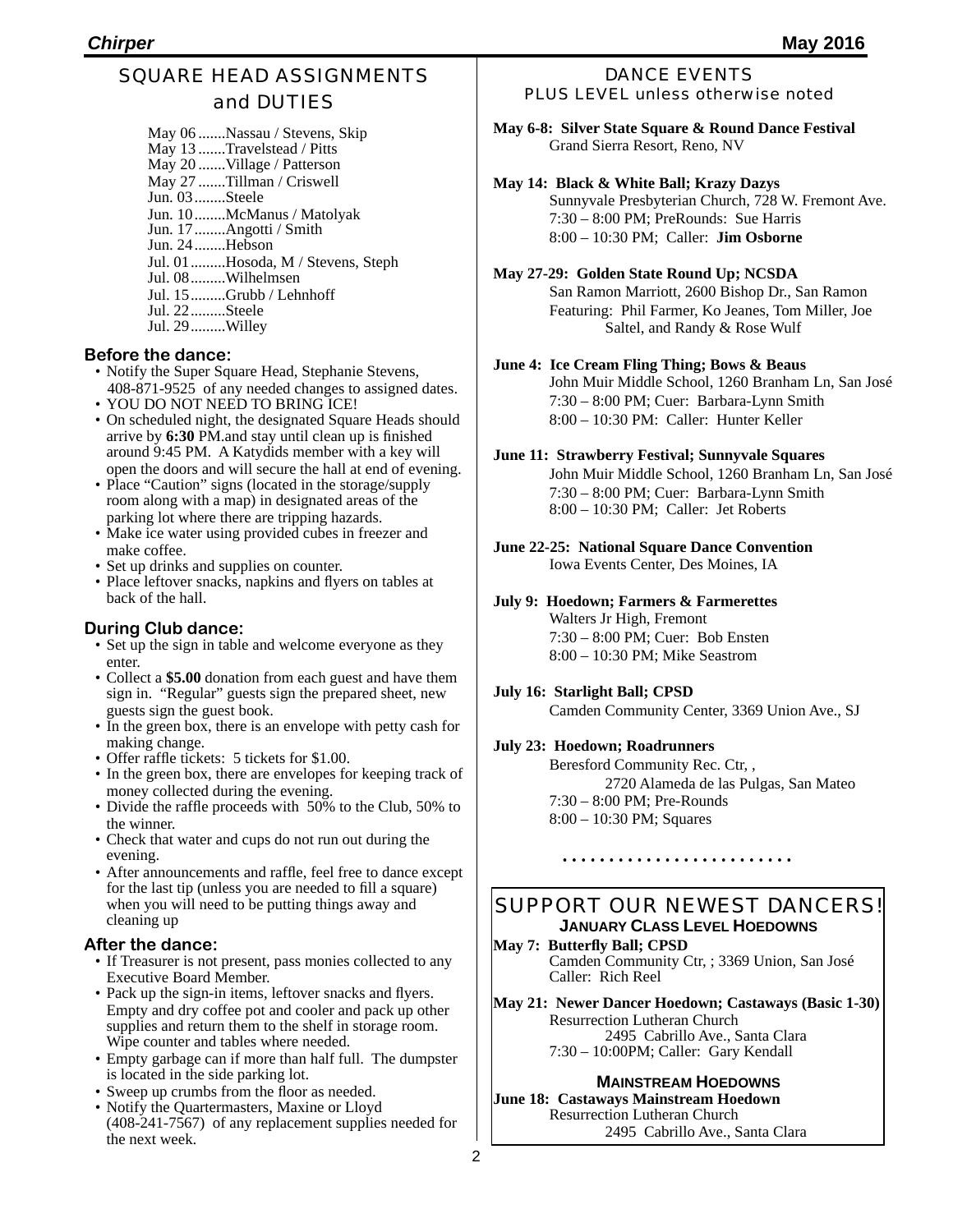# SQUARE HEAD ASSIGNMENTS and DUTIES

May 06 .......Nassau / Stevens, Skip
May 13 .......Travelstead / Pitts
May 20 .......Village / Patterson
May 27 .......Tillman / Criswell
Jun. 03........Steele
Jun. 10........McManus / Matolyak
Jun. 17........Angotti / Smith
Jun. 24........Hebson
Jul. 01.........Hosoda, M / Stevens, Steph
Jul. 08.........Wilhelmsen
Jul. 15.........Grubb / Lehnhoff
Jul. 22.........Steele
Jul. 29.........Willey

### Before the dance:

- Notify the Super Square Head, Stephanie Stevens, 408-871-9525 of any needed changes to assigned dates.
- YOU DO NOT NEED TO BRING ICE!
- On scheduled night, the designated Square Heads should arrive by **6:30** PM.and stay until clean up is finished around 9:45 PM. A Katydids member with a key will open the doors and will secure the hall at end of evening.
- Place "Caution" signs (located in the storage/supply room along with a map) in designated areas of the parking lot where there are tripping hazards.
- Make ice water using provided cubes in freezer and make coffee.
- Set up drinks and supplies on counter.
- Place leftover snacks, napkins and flyers on tables at back of the hall.

### During Club dance:

- Set up the sign in table and welcome everyone as they enter.
- Collect a **$5.00** donation from each guest and have them sign in. "Regular" guests sign the prepared sheet, new guests sign the guest book.
- In the green box, there is an envelope with petty cash for making change.
- Offer raffle tickets: 5 tickets for $1.00.
- In the green box, there are envelopes for keeping track of money collected during the evening.
- Divide the raffle proceeds with 50% to the Club, 50% to the winner.
- Check that water and cups do not run out during the evening.
- After announcements and raffle, feel free to dance except for the last tip (unless you are needed to fill a square) when you will need to be putting things away and cleaning up

### After the dance:

- If Treasurer is not present, pass monies collected to any Executive Board Member.
- Pack up the sign-in items, leftover snacks and flyers. Empty and dry coffee pot and cooler and pack up other supplies and return them to the shelf in storage room. Wipe counter and tables where needed.
- Empty garbage can if more than half full. The dumpster is located in the side parking lot.
- Sweep up crumbs from the floor as needed.
- Notify the Quartermasters, Maxine or Lloyd (408-241-7567) of any replacement supplies needed for the next week.

# DANCE EVENTS
PLUS LEVEL unless otherwise noted

**May 6-8: Silver State Square & Round Dance Festival**
Grand Sierra Resort, Reno, NV

**May 14: Black & White Ball; Krazy Dazys**
Sunnyvale Presbyterian Church, 728 W. Fremont Ave.
7:30 – 8:00 PM; PreRounds: Sue Harris
8:00 – 10:30 PM; Caller: **Jim Osborne**

**May 27-29: Golden State Round Up; NCSDA**
San Ramon Marriott, 2600 Bishop Dr., San Ramon
Featuring: Phil Farmer, Ko Jeanes, Tom Miller, Joe Saltel, and Randy & Rose Wulf

**June 4: Ice Cream Fling Thing; Bows & Beaus**
John Muir Middle School, 1260 Branham Ln, San José
7:30 – 8:00 PM; Cuer: Barbara-Lynn Smith
8:00 – 10:30 PM: Caller: Hunter Keller

**June 11: Strawberry Festival; Sunnyvale Squares**
John Muir Middle School, 1260 Branham Ln, San José
7:30 – 8:00 PM; Cuer: Barbara-Lynn Smith
8:00 – 10:30 PM; Caller: Jet Roberts

**June 22-25: National Square Dance Convention**
Iowa Events Center, Des Moines, IA

**July 9: Hoedown; Farmers & Farmerettes**
Walters Jr High, Fremont
7:30 – 8:00 PM; Cuer: Bob Ensten
8:00 – 10:30 PM; Mike Seastrom

**July 16: Starlight Ball; CPSD**
Camden Community Center, 3369 Union Ave., SJ

**July 23: Hoedown; Roadrunners**
Beresford Community Rec. Ctr, ,
2720 Alameda de las Pulgas, San Mateo
7:30 – 8:00 PM; Pre-Rounds
8:00 – 10:30 PM; Squares

........................

# SUPPORT OUR NEWEST DANCERS!

### JANUARY CLASS LEVEL HOEDOWNS

**May 7: Butterfly Ball; CPSD**
Camden Community Ctr, ; 3369 Union, San José
Caller: Rich Reel

**May 21: Newer Dancer Hoedown; Castaways (Basic 1-30)**
Resurrection Lutheran Church
2495 Cabrillo Ave., Santa Clara
7:30 – 10:00PM; Caller: Gary Kendall

### MAINSTREAM HOEDOWNS

**June 18: Castaways Mainstream Hoedown**
Resurrection Lutheran Church
2495 Cabrillo Ave., Santa Clara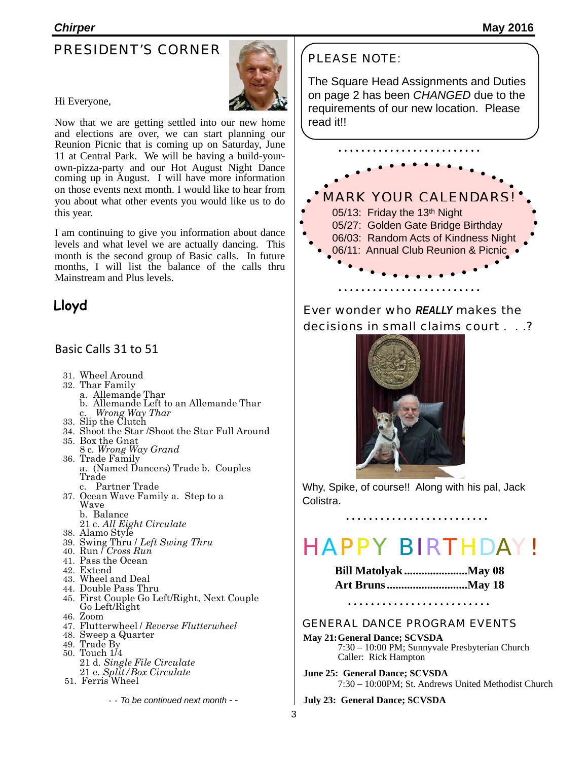## PRESIDENT'S CORNER

Hi Everyone,

Now that we are getting settled into our new home and elections are over, we can start planning our Reunion Picnic that is coming up on Saturday, June 11 at Central Park. We will be having a build-your-own-pizza-party and our Hot August Night Dance coming up in August. I will have more information on those events next month. I would like to hear from you about what other events you would like us to do this year.

I am continuing to give you information about dance levels and what level we are actually dancing. This month is the second group of Basic calls. In future months, I will list the balance of the calls thru Mainstream and Plus levels.

**Lloyd**

### Basic Calls 31 to 51

31. Wheel Around
32. Thar Family
    a. Allemande Thar
    b. Allemande Left to an Allemande Thar
    c. *Wrong Way Thar*
33. Slip the Clutch
34. Shoot the Star /Shoot the Star Full Around
35. Box the Gnat
    8 c. *Wrong Way Grand*
36. Trade Family
    a. (Named Dancers) Trade b. Couples Trade
    c. Partner Trade
37. Ocean Wave Family a. Step to a Wave
    b. Balance
    21 c. *All Eight Circulate*
38. Alamo Style
39. Swing Thru / *Left Swing Thru*
40. Run / *Cross Run*
41. Pass the Ocean
42. Extend
43. Wheel and Deal
44. Double Pass Thru
45. First Couple Go Left/Right, Next Couple Go Left/Right
46. Zoom
47. Flutterwheel / *Reverse Flutterwheel*
48. Sweep a Quarter
49. Trade By
50. Touch 1/4
    21 d. *Single File Circulate*
    21 e. *Split/Box Circulate*
51. Ferris Wheel

*- - To be continued next month - -*

## PLEASE NOTE:

The Square Head Assignments and Duties on page 2 has been *CHANGED* due to the requirements of our new location. Please read it!!

## MARK YOUR CALENDARS!

05/13: Friday the 13th Night
05/27: Golden Gate Bridge Birthday
06/03: Random Acts of Kindness Night
06/11: Annual Club Reunion & Picnic

Ever wonder who ***REALLY*** makes the decisions in small claims court . . .?

Why, Spike, of course!! Along with his pal, Jack Colistra.

## HAPPY BIRTHDAY!

**Bill Matolyak ...................... May 08**
**Art Bruns ............................ May 18**

## GENERAL DANCE PROGRAM EVENTS

**May 21: General Dance; SCVSDA**
7:30 – 10:00 PM; Sunnyvale Presbyterian Church
Caller: Rick Hampton

**June 25: General Dance; SCVSDA**
7:30 – 10:00PM; St. Andrews United Methodist Church

**July 23: General Dance; SCVSDA**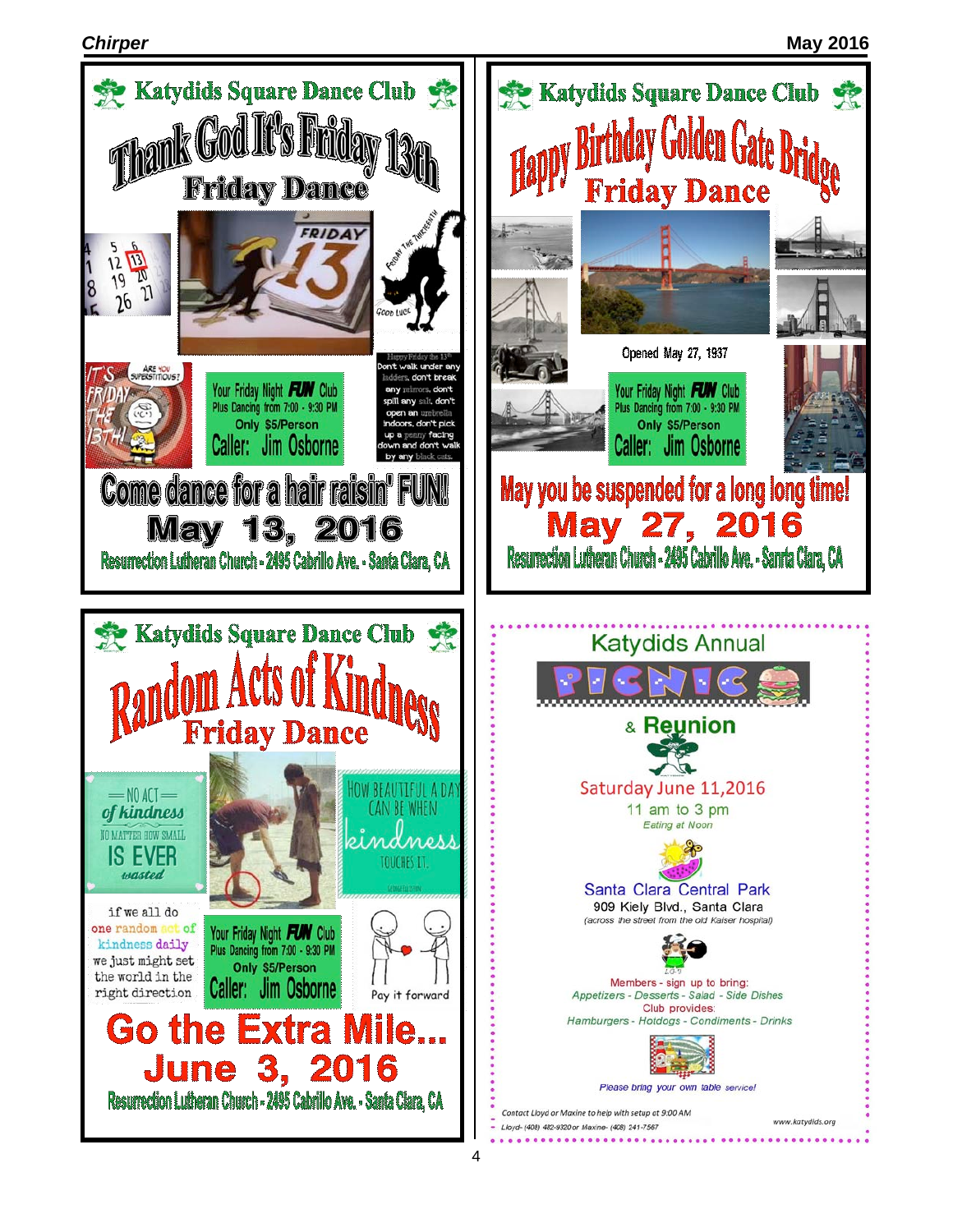## Katydids Square Dance Club

# Thank God It's Friday 13th

## Friday Dance

Happy Friday the 13th
Don't walk under any ladders, don't break any mirrors, don't spill any salt, don't open an umbrella indoors, don't pick up a penny facing down and don't walk by any black cats.

Your Friday Night **FUN** Club
Plus Dancing from 7:00 - 9:30 PM
Only $5/Person
Caller: Jim Osborne

**Come dance for a hair raisin' FUN!**

**May 13, 2016**

Resurrection Lutheran Church - 2495 Cabrillo Ave. - Santa Clara, CA

---

## Katydids Square Dance Club

# Happy Birthday Golden Gate Bridge

## Friday Dance

Opened May 27, 1937

Your Friday Night **FUN** Club
Plus Dancing from 7:00 - 9:30 PM
Only $5/Person
Caller: Jim Osborne

**May you be suspended for a long long time!**

**May 27, 2016**

Resurrection Lutheran Church - 2495 Cabrillo Ave. - Santa Clara, CA

---

## Katydids Square Dance Club

# Random Acts of Kindness

## Friday Dance

No act of kindness no matter how small is ever wasted

How beautiful a day can be when kindness touches it.

if we all do one random act of kindness daily we just might set the world in the right direction

Your Friday Night **FUN** Club
Plus Dancing from 7:00 - 9:30 PM
Only $5/Person
Caller: Jim Osborne

Pay it forward

**Go the Extra Mile...**

**June 3, 2016**

Resurrection Lutheran Church - 2495 Cabrillo Ave. - Santa Clara, CA

---

## Katydids Annual PICNIC & Reunion

Saturday June 11,2016
11 am to 3 pm
*Eating at Noon*

Santa Clara Central Park
909 Kiely Blvd., Santa Clara
*(across the street from the old Kaiser hospital)*

Members - sign up to bring:
*Appetizers - Desserts - Salad - Side Dishes*
Club provides:
*Hamburgers - Hotdogs - Condiments - Drinks*

*Please bring your own table service!*

*Contact Lloyd or Maxine to help with setup at 9:00 AM*
*Lloyd- (408) 482-9320 or Maxine- (408) 241-7567*

www.katydids.org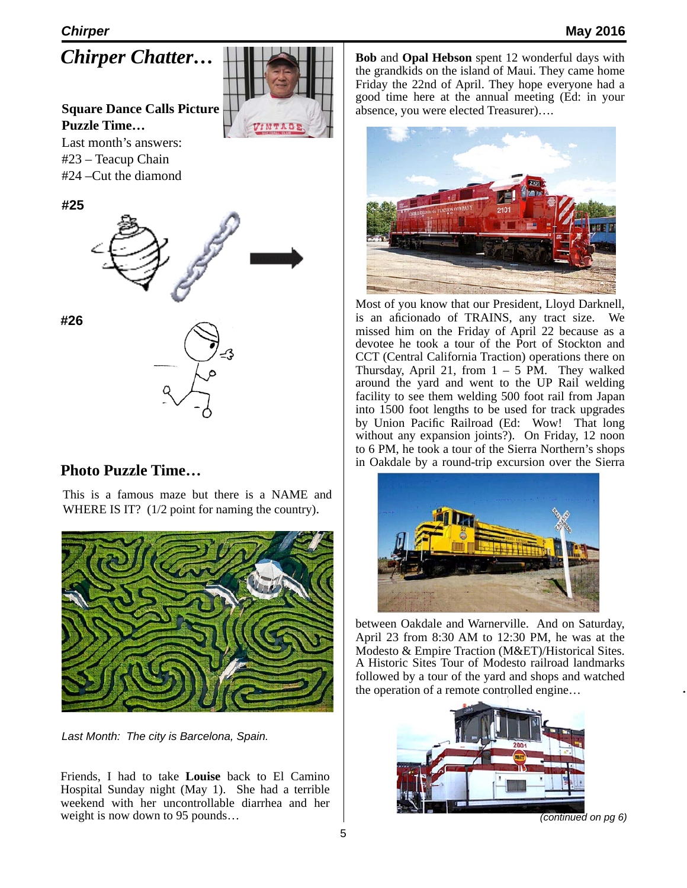## *Chirper Chatter…*

**Square Dance Calls Picture Puzzle Time…**

Last month's answers:
#23 – Teacup Chain
#24 –Cut the diamond

**#25**

**#26**

## Photo Puzzle Time…

This is a famous maze but there is a NAME and WHERE IS IT? (1/2 point for naming the country).

*Last Month: The city is Barcelona, Spain.*

Friends, I had to take **Louise** back to El Camino Hospital Sunday night (May 1). She had a terrible weekend with her uncontrollable diarrhea and her weight is now down to 95 pounds…

**Bob** and **Opal Hebson** spent 12 wonderful days with the grandkids on the island of Maui. They came home Friday the 22nd of April. They hope everyone had a good time here at the annual meeting (Ed: in your absence, you were elected Treasurer)….

Most of you know that our President, Lloyd Darknell, is an aficionado of TRAINS, any tract size. We missed him on the Friday of April 22 because as a devotee he took a tour of the Port of Stockton and CCT (Central California Traction) operations there on Thursday, April 21, from 1 – 5 PM. They walked around the yard and went to the UP Rail welding facility to see them welding 500 foot rail from Japan into 1500 foot lengths to be used for track upgrades by Union Pacific Railroad (Ed: Wow! That long without any expansion joints?). On Friday, 12 noon to 6 PM, he took a tour of the Sierra Northern's shops in Oakdale by a round-trip excursion over the Sierra between Oakdale and Warnerville. And on Saturday, April 23 from 8:30 AM to 12:30 PM, he was at the Modesto & Empire Traction (M&ET)/Historical Sites. A Historic Sites Tour of Modesto railroad landmarks followed by a tour of the yard and shops and watched the operation of a remote controlled engine…

*(continued on pg 6)*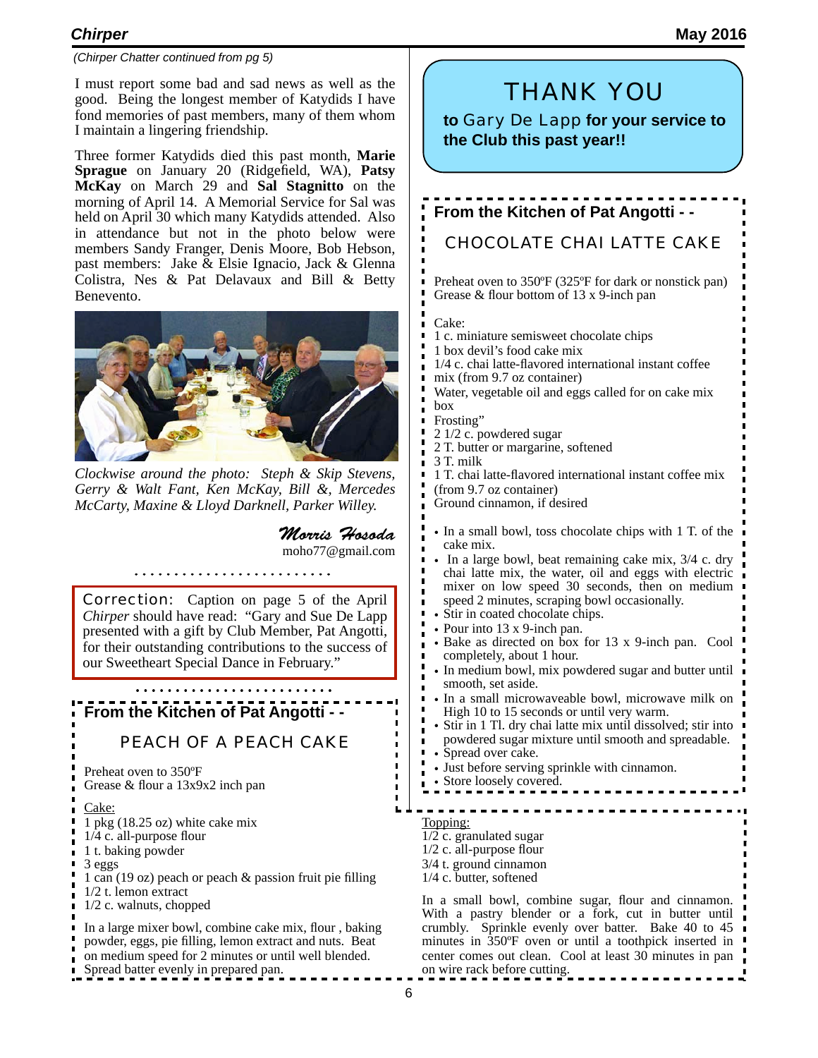*(Chirper Chatter continued from pg 5)*

I must report some bad and sad news as well as the good. Being the longest member of Katydids I have fond memories of past members, many of them whom I maintain a lingering friendship.

Three former Katydids died this past month, **Marie Sprague** on January 20 (Ridgefield, WA), **Patsy McKay** on March 29 and **Sal Stagnitto** on the morning of April 14. A Memorial Service for Sal was held on April 30 which many Katydids attended. Also in attendance but not in the photo below were members Sandy Franger, Denis Moore, Bob Hebson, past members: Jake & Elsie Ignacio, Jack & Glenna Colistra, Nes & Pat Delavaux and Bill & Betty Benevento.

*Clockwise around the photo: Steph & Skip Stevens, Gerry & Walt Fant, Ken McKay, Bill &, Mercedes McCarty, Maxine & Lloyd Darknell, Parker Willey.*

*Morris Hosoda*
moho77@gmail.com

Correction: Caption on page 5 of the April *Chirper* should have read: "Gary and Sue De Lapp presented with a gift by Club Member, Pat Angotti, for their outstanding contributions to the success of our Sweetheart Special Dance in February."

## From the Kitchen of Pat Angotti - -

### PEACH OF A PEACH CAKE

Preheat oven to 350ºF
Grease & flour a 13x9x2 inch pan

Cake:
1 pkg (18.25 oz) white cake mix
1/4 c. all-purpose flour
1 t. baking powder
3 eggs
1 can (19 oz) peach or peach & passion fruit pie filling
1/2 t. lemon extract
1/2 c. walnuts, chopped

In a large mixer bowl, combine cake mix, flour , baking powder, eggs, pie filling, lemon extract and nuts. Beat on medium speed for 2 minutes or until well blended. Spread batter evenly in prepared pan.

Topping:
1/2 c. granulated sugar
1/2 c. all-purpose flour
3/4 t. ground cinnamon
1/4 c. butter, softened

In a small bowl, combine sugar, flour and cinnamon. With a pastry blender or a fork, cut in butter until crumbly. Sprinkle evenly over batter. Bake 40 to 45 minutes in 350ºF oven or until a toothpick inserted in center comes out clean. Cool at least 30 minutes in pan on wire rack before cutting.

# THANK YOU

**to** Gary De Lapp **for your service to the Club this past year!!**

## From the Kitchen of Pat Angotti - -

### CHOCOLATE CHAI LATTE CAKE

Preheat oven to 350ºF (325ºF for dark or nonstick pan)
Grease & flour bottom of 13 x 9-inch pan

Cake:
1 c. miniature semisweet chocolate chips
1 box devil's food cake mix
1/4 c. chai latte-flavored international instant coffee mix (from 9.7 oz container)
Water, vegetable oil and eggs called for on cake mix box
Frosting"
2 1/2 c. powdered sugar
2 T. butter or margarine, softened
3 T. milk
1 T. chai latte-flavored international instant coffee mix (from 9.7 oz container)
Ground cinnamon, if desired

- In a small bowl, toss chocolate chips with 1 T. of the cake mix.
- In a large bowl, beat remaining cake mix, 3/4 c. dry chai latte mix, the water, oil and eggs with electric mixer on low speed 30 seconds, then on medium speed 2 minutes, scraping bowl occasionally.
- Stir in coated chocolate chips.
- Pour into 13 x 9-inch pan.
- Bake as directed on box for 13 x 9-inch pan. Cool completely, about 1 hour.
- In medium bowl, mix powdered sugar and butter until smooth, set aside.
- In a small microwaveable bowl, microwave milk on High 10 to 15 seconds or until very warm.
- Stir in 1 Tl. dry chai latte mix until dissolved; stir into powdered sugar mixture until smooth and spreadable.
- Spread over cake.
- Just before serving sprinkle with cinnamon.
- Store loosely covered.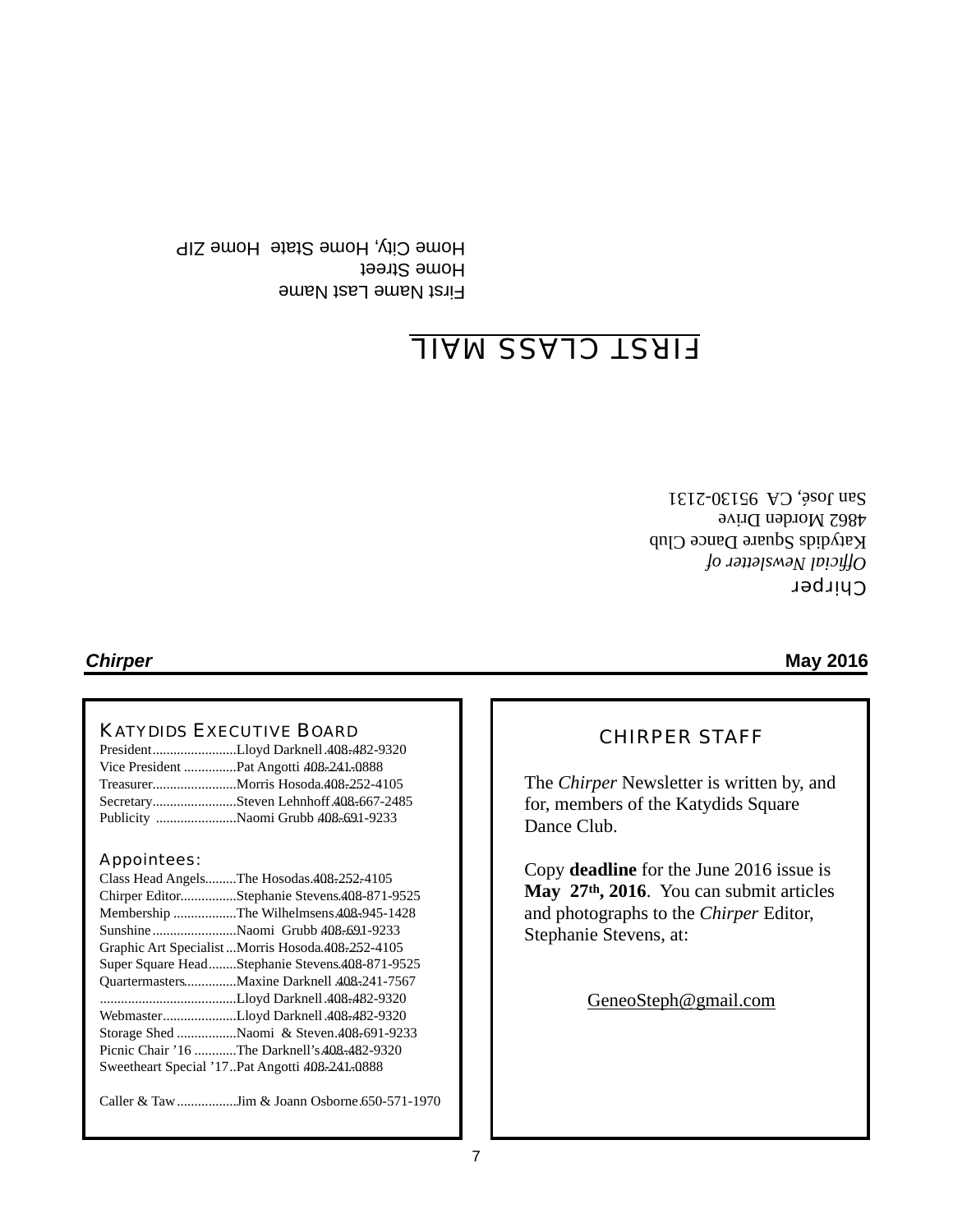Chirper
*Official Newsletter of*
Katydids Square Dance Club
4862 Morden Drive
San José, CA 95130-2131

FIRST CLASS MAIL

First Name Last Name
Home Street
Home City, Home State Home ZIP

**Chirper** **May 2016**

## KATYDIDS EXECUTIVE BOARD

President........................Lloyd Darknell 408-482-9320
Vice President ...............Pat Angotti 408-241-0888
Treasurer........................Morris Hosoda 408-252-4105
Secretary........................Steven Lehnhoff 408-667-2485
Publicity .......................Naomi Grubb 408-691-9233

### Appointees:

Class Head Angels.........The Hosodas 408-252-4105
Chirper Editor................Stephanie Stevens 408-871-9525
Membership ..................The Wilhelmsens 408-945-1428
Sunshine ........................Naomi Grubb 408-691-9233
Graphic Art Specialist ...Morris Hosoda 408-252-4105
Super Square Head........Stephanie Stevens 408-871-9525
Quartermasters...............Maxine Darknell 408-241-7567
.......................................Lloyd Darknell 408-482-9320
Webmaster.....................Lloyd Darknell 408-482-9320
Storage Shed .................Naomi & Steven 408-691-9233
Picnic Chair '16 ............The Darknell's 408-482-9320
Sweetheart Special '17..Pat Angotti 408-241-0888

Caller & Taw.................Jim & Joann Osborne 650-571-1970

## CHIRPER STAFF

The *Chirper* Newsletter is written by, and for, members of the Katydids Square Dance Club.

Copy **deadline** for the June 2016 issue is **May 27th, 2016**. You can submit articles and photographs to the *Chirper* Editor, Stephanie Stevens, at:

GeneoSteph@gmail.com